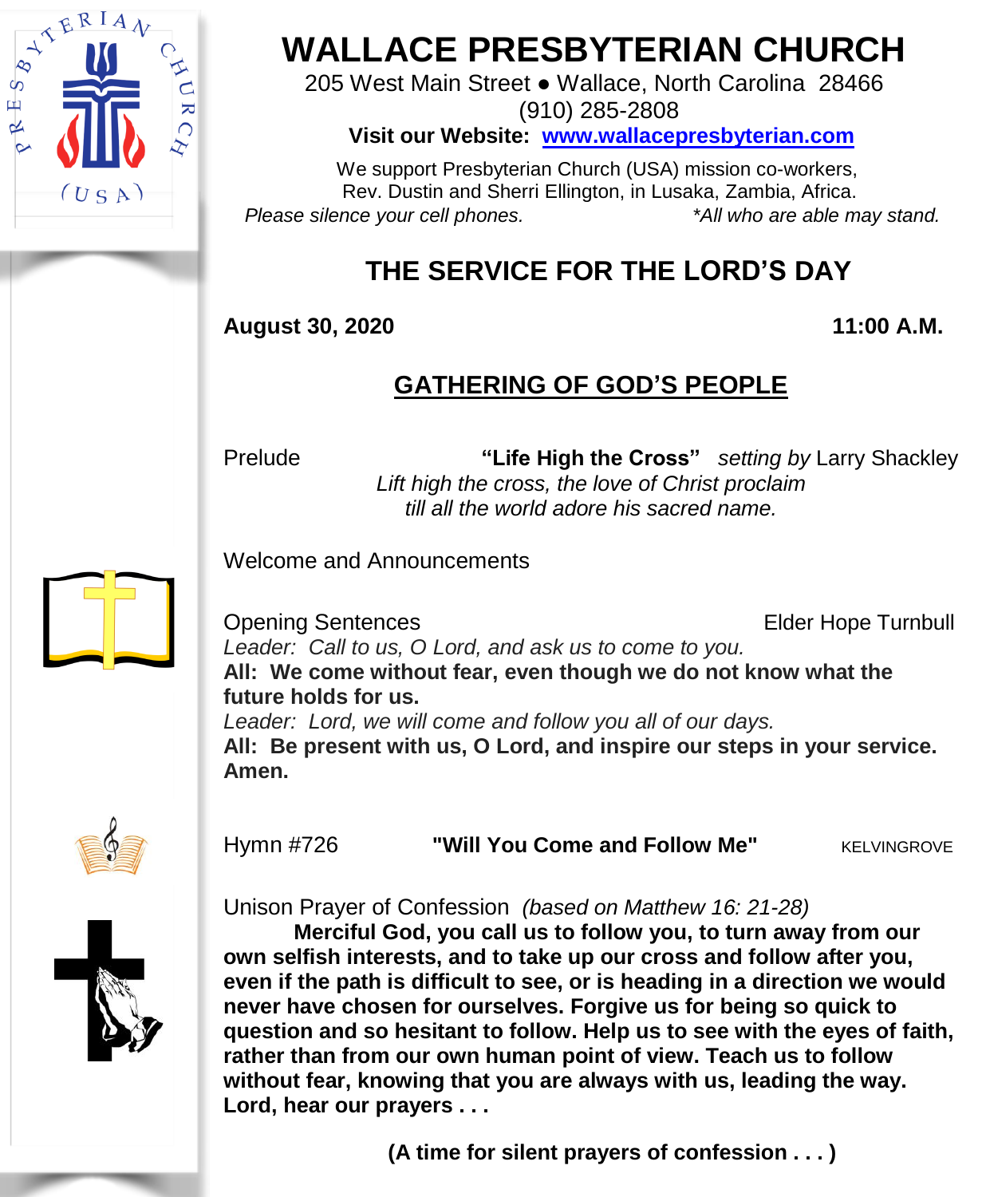# WALLACE PRESBYTERIAN CHURCH

205 West Main Street ● Wallace, North Carolina 28466
(910) 285-2808

**Visit our Website: www.wallacepresbyterian.com**

We support Presbyterian Church (USA) mission co-workers,
Rev. Dustin and Sherri Ellington, in Lusaka, Zambia, Africa.

*Please silence your cell phones.* *\*All who are able may stand.*

## THE SERVICE FOR THE LORD'S DAY

**August 30, 2020** **11:00 A.M.**

## GATHERING OF GOD'S PEOPLE

Prelude **"Life High the Cross"** *setting by* Larry Shackley

*Lift high the cross, the love of Christ proclaim*
*till all the world adore his sacred name.*

Welcome and Announcements

Opening Sentences Elder Hope Turnbull

*Leader: Call to us, O Lord, and ask us to come to you.*

**All: We come without fear, even though we do not know what the future holds for us.**

*Leader: Lord, we will come and follow you all of our days.*

**All: Be present with us, O Lord, and inspire our steps in your service. Amen.**

Hymn #726 **"Will You Come and Follow Me"** KELVINGROVE

Unison Prayer of Confession *(based on Matthew 16: 21-28)*

**Merciful God, you call us to follow you, to turn away from our own selfish interests, and to take up our cross and follow after you, even if the path is difficult to see, or is heading in a direction we would never have chosen for ourselves. Forgive us for being so quick to question and so hesitant to follow. Help us to see with the eyes of faith, rather than from our own human point of view. Teach us to follow without fear, knowing that you are always with us, leading the way. Lord, hear our prayers . . .**

**(A time for silent prayers of confession . . . )**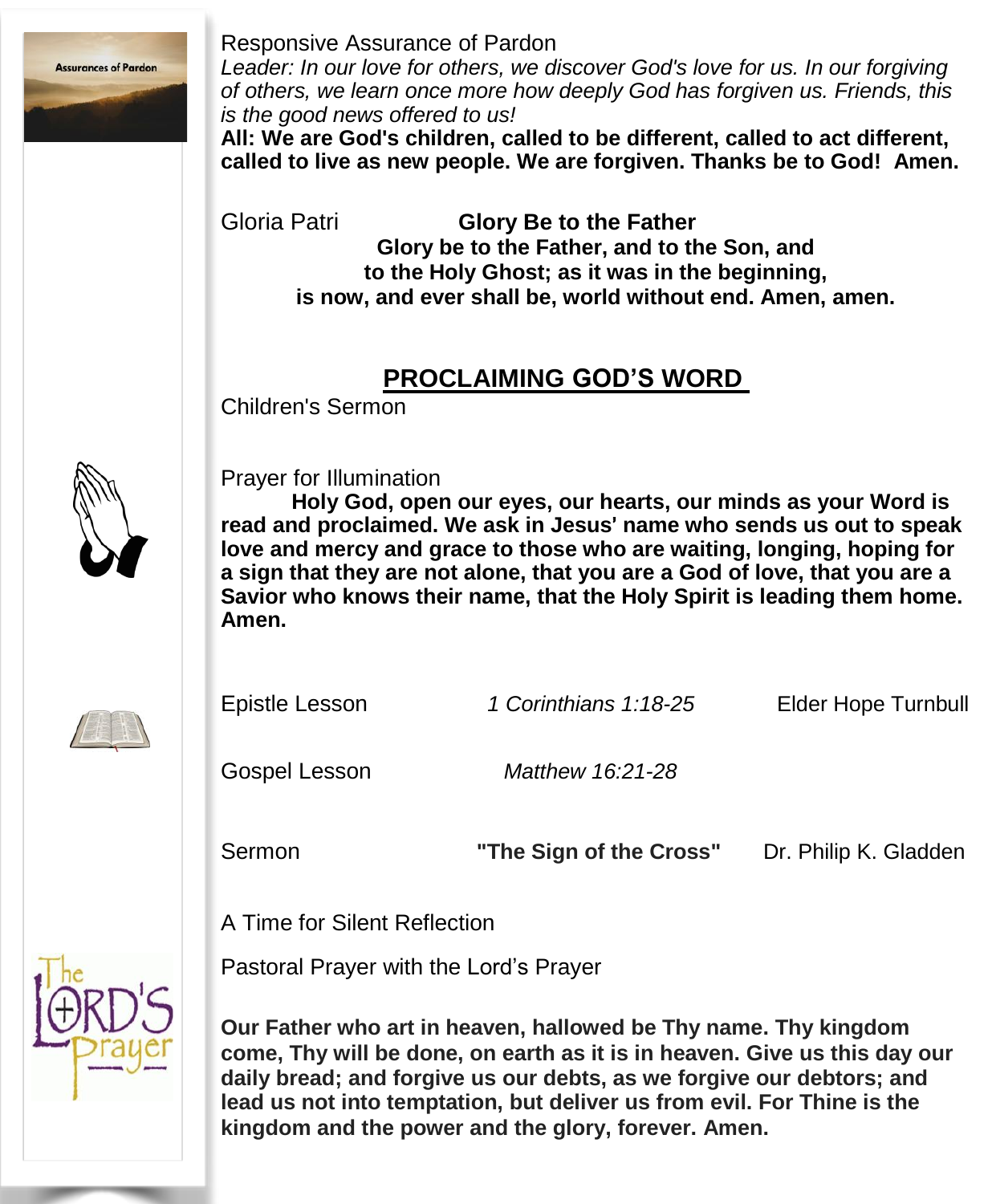Responsive Assurance of Pardon

*Leader: In our love for others, we discover God's love for us. In our forgiving of others, we learn once more how deeply God has forgiven us. Friends, this is the good news offered to us!*

**All: We are God's children, called to be different, called to act different, called to live as new people. We are forgiven. Thanks be to God! Amen.**

Gloria Patri **Glory Be to the Father**

**Glory be to the Father, and to the Son, and**
**to the Holy Ghost; as it was in the beginning,**
**is now, and ever shall be, world without end. Amen, amen.**

## PROCLAIMING GOD'S WORD

Children's Sermon

Prayer for Illumination

**Holy God, open our eyes, our hearts, our minds as your Word is read and proclaimed. We ask in Jesus' name who sends us out to speak love and mercy and grace to those who are waiting, longing, hoping for a sign that they are not alone, that you are a God of love, that you are a Savior who knows their name, that the Holy Spirit is leading them home. Amen.**

Epistle Lesson *1 Corinthians 1:18-25* Elder Hope Turnbull

Gospel Lesson *Matthew 16:21-28*

Sermon **"The Sign of the Cross"** Dr. Philip K. Gladden

A Time for Silent Reflection

Pastoral Prayer with the Lord's Prayer

**Our Father who art in heaven, hallowed be Thy name. Thy kingdom come, Thy will be done, on earth as it is in heaven. Give us this day our daily bread; and forgive us our debts, as we forgive our debtors; and lead us not into temptation, but deliver us from evil. For Thine is the kingdom and the power and the glory, forever. Amen.**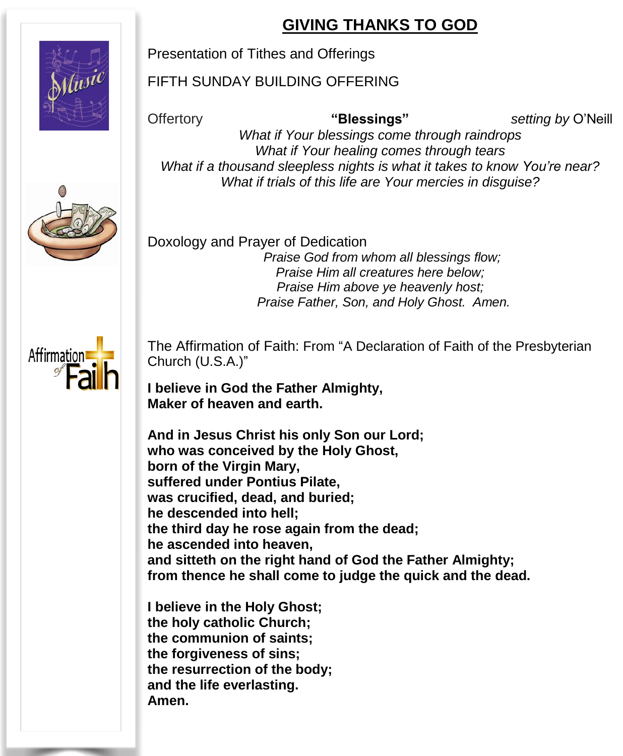## GIVING THANKS TO GOD

Presentation of Tithes and Offerings

FIFTH SUNDAY BUILDING OFFERING

Offertory **"Blessings"** *setting by* O'Neill

*What if Your blessings come through raindrops*
*What if Your healing comes through tears*
*What if a thousand sleepless nights is what it takes to know You're near?*
*What if trials of this life are Your mercies in disguise?*

Doxology and Prayer of Dedication

*Praise God from whom all blessings flow;*
*Praise Him all creatures here below;*
*Praise Him above ye heavenly host;*
*Praise Father, Son, and Holy Ghost. Amen.*

The Affirmation of Faith: From "A Declaration of Faith of the Presbyterian Church (U.S.A.)"

**I believe in God the Father Almighty,**
**Maker of heaven and earth.**

**And in Jesus Christ his only Son our Lord;**
**who was conceived by the Holy Ghost,**
**born of the Virgin Mary,**
**suffered under Pontius Pilate,**
**was crucified, dead, and buried;**
**he descended into hell;**
**the third day he rose again from the dead;**
**he ascended into heaven,**
**and sitteth on the right hand of God the Father Almighty;**
**from thence he shall come to judge the quick and the dead.**

**I believe in the Holy Ghost;**
**the holy catholic Church;**
**the communion of saints;**
**the forgiveness of sins;**
**the resurrection of the body;**
**and the life everlasting.**
**Amen.**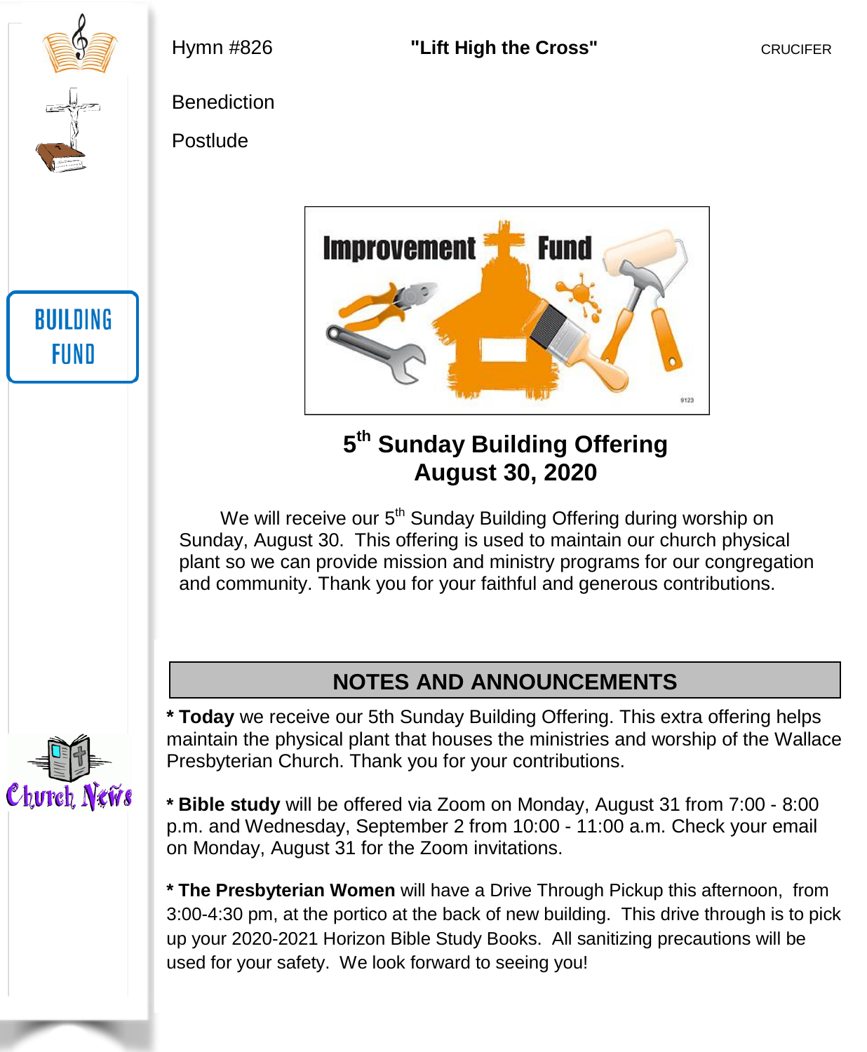Hymn #826 **"Lift High the Cross"** CRUCIFER

Benediction

Postlude

## 5th Sunday Building Offering
## August 30, 2020

We will receive our 5th Sunday Building Offering during worship on Sunday, August 30. This offering is used to maintain our church physical plant so we can provide mission and ministry programs for our congregation and community. Thank you for your faithful and generous contributions.

## NOTES AND ANNOUNCEMENTS

* **Today** we receive our 5th Sunday Building Offering. This extra offering helps maintain the physical plant that houses the ministries and worship of the Wallace Presbyterian Church. Thank you for your contributions.

* **Bible study** will be offered via Zoom on Monday, August 31 from 7:00 - 8:00 p.m. and Wednesday, September 2 from 10:00 - 11:00 a.m. Check your email on Monday, August 31 for the Zoom invitations.

* **The Presbyterian Women** will have a Drive Through Pickup this afternoon, from 3:00-4:30 pm, at the portico at the back of new building. This drive through is to pick up your 2020-2021 Horizon Bible Study Books. All sanitizing precautions will be used for your safety. We look forward to seeing you!